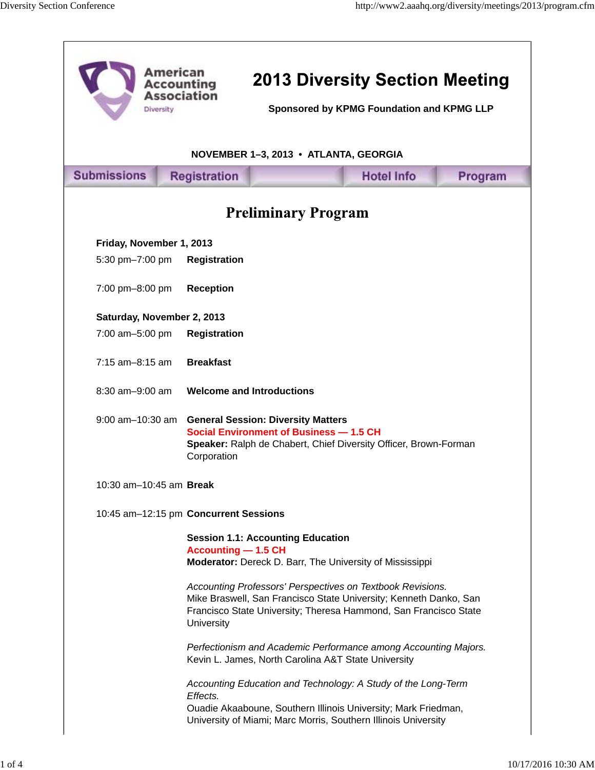American Accounting Association Diversity

# 2013 Diversity Section Meeting

**Sponsored by KPMG Foundation and KPMG LLP**

**NOVEMBER 1–3, 2013 • ATLANTA, GEORGIA**

Submissions | Registration | Hotel Info | Program

## Preliminary Program

**Friday, November 1, 2013**

5:30 pm–7:00 pm **Registration**

7:00 pm–8:00 pm **Reception**

**Saturday, November 2, 2013**

7:00 am–5:00 pm **Registration**

7:15 am–8:15 am **Breakfast**

8:30 am–9:00 am **Welcome and Introductions**

9:00 am–10:30 am **General Session: Diversity Matters**
**Social Environment of Business — 1.5 CH**
**Speaker:** Ralph de Chabert, Chief Diversity Officer, Brown-Forman Corporation

10:30 am–10:45 am **Break**

10:45 am–12:15 pm **Concurrent Sessions**

**Session 1.1: Accounting Education**
**Accounting — 1.5 CH**
**Moderator:** Dereck D. Barr, The University of Mississippi

*Accounting Professors' Perspectives on Textbook Revisions.*
Mike Braswell, San Francisco State University; Kenneth Danko, San Francisco State University; Theresa Hammond, San Francisco State University

*Perfectionism and Academic Performance among Accounting Majors.*
Kevin L. James, North Carolina A&T State University

*Accounting Education and Technology: A Study of the Long-Term Effects.*
Ouadie Akaaboune, Southern Illinois University; Mark Friedman, University of Miami; Marc Morris, Southern Illinois University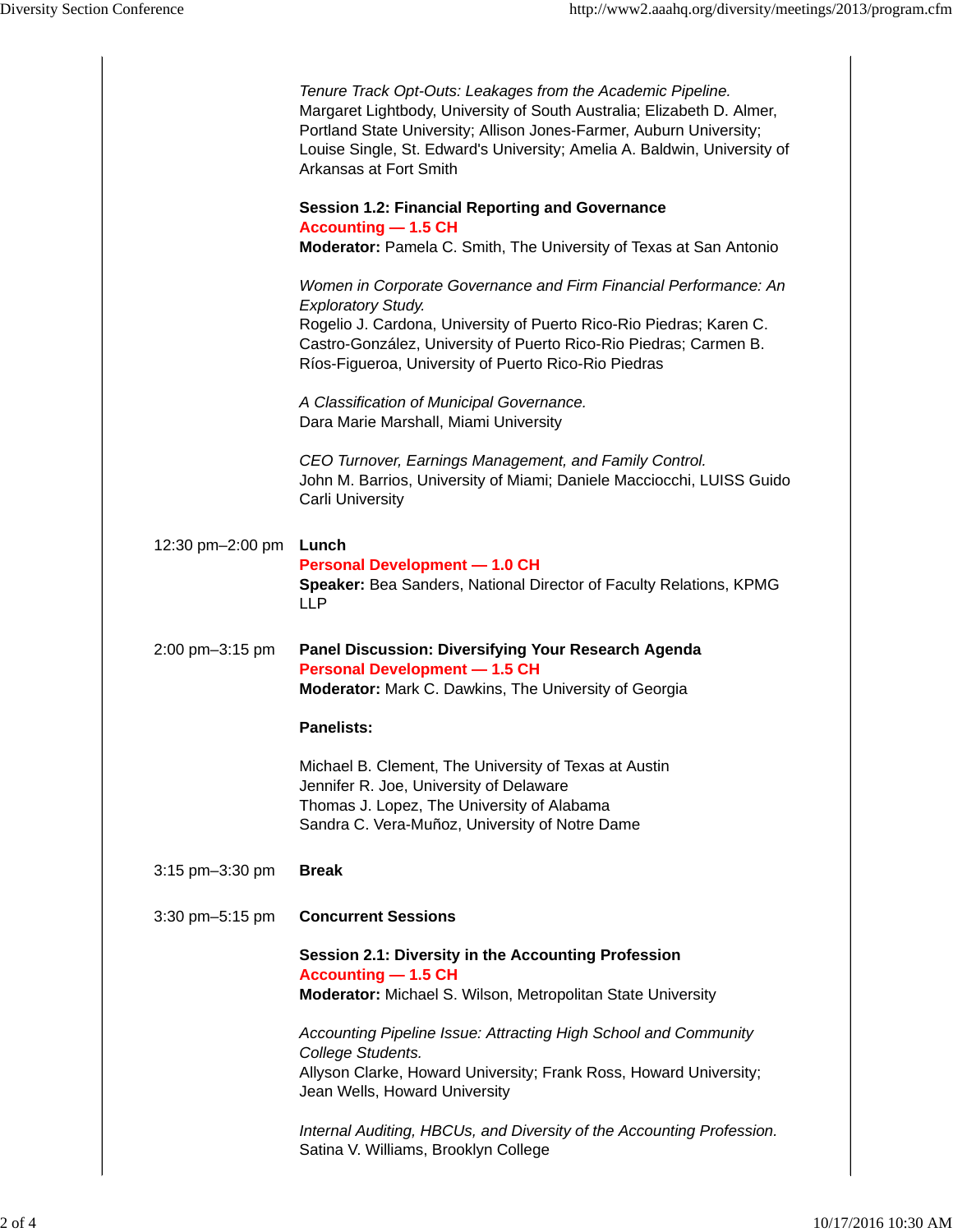*Tenure Track Opt-Outs: Leakages from the Academic Pipeline.*
Margaret Lightbody, University of South Australia; Elizabeth D. Almer, Portland State University; Allison Jones-Farmer, Auburn University; Louise Single, St. Edward's University; Amelia A. Baldwin, University of Arkansas at Fort Smith

**Session 1.2: Financial Reporting and Governance**
**Accounting — 1.5 CH**
**Moderator:** Pamela C. Smith, The University of Texas at San Antonio

*Women in Corporate Governance and Firm Financial Performance: An Exploratory Study.*
Rogelio J. Cardona, University of Puerto Rico-Rio Piedras; Karen C. Castro-González, University of Puerto Rico-Rio Piedras; Carmen B. Ríos-Figueroa, University of Puerto Rico-Rio Piedras

*A Classification of Municipal Governance.*
Dara Marie Marshall, Miami University

*CEO Turnover, Earnings Management, and Family Control.*
John M. Barrios, University of Miami; Daniele Macciocchi, LUISS Guido Carli University

12:30 pm–2:00 pm **Lunch**
**Personal Development — 1.0 CH**
**Speaker:** Bea Sanders, National Director of Faculty Relations, KPMG LLP

2:00 pm–3:15 pm **Panel Discussion: Diversifying Your Research Agenda**
**Personal Development — 1.5 CH**
**Moderator:** Mark C. Dawkins, The University of Georgia

**Panelists:**

Michael B. Clement, The University of Texas at Austin
Jennifer R. Joe, University of Delaware
Thomas J. Lopez, The University of Alabama
Sandra C. Vera-Muñoz, University of Notre Dame

3:15 pm–3:30 pm **Break**

3:30 pm–5:15 pm **Concurrent Sessions**

**Session 2.1: Diversity in the Accounting Profession**
**Accounting — 1.5 CH**
**Moderator:** Michael S. Wilson, Metropolitan State University

*Accounting Pipeline Issue: Attracting High School and Community College Students.*
Allyson Clarke, Howard University; Frank Ross, Howard University; Jean Wells, Howard University

*Internal Auditing, HBCUs, and Diversity of the Accounting Profession.*
Satina V. Williams, Brooklyn College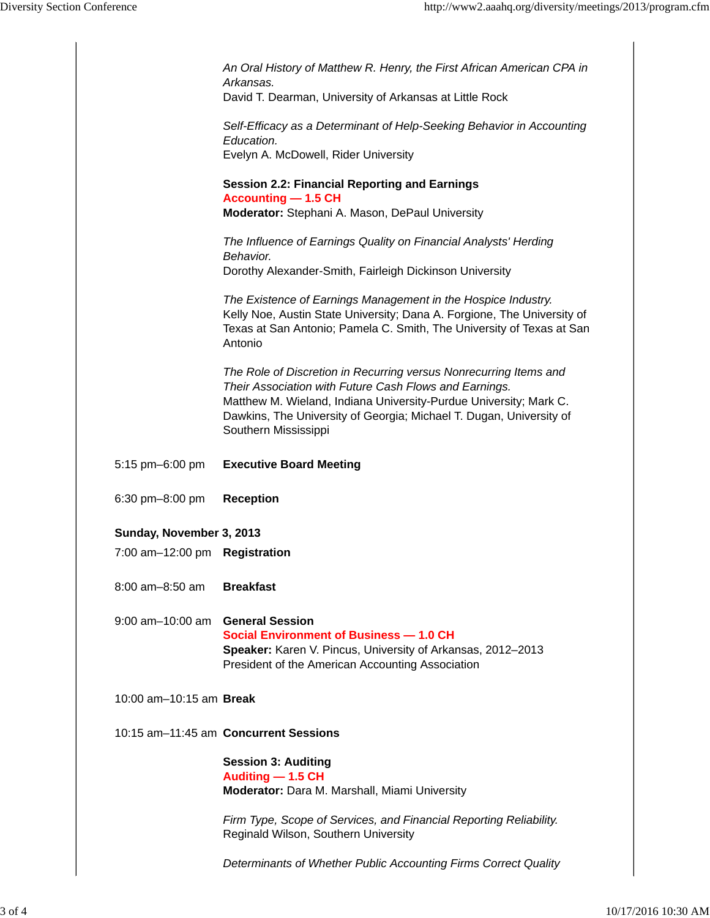*An Oral History of Matthew R. Henry, the First African American CPA in Arkansas.*
David T. Dearman, University of Arkansas at Little Rock

*Self-Efficacy as a Determinant of Help-Seeking Behavior in Accounting Education.*
Evelyn A. McDowell, Rider University

**Session 2.2: Financial Reporting and Earnings**
**Accounting — 1.5 CH**
**Moderator:** Stephani A. Mason, DePaul University

*The Influence of Earnings Quality on Financial Analysts' Herding Behavior.*
Dorothy Alexander-Smith, Fairleigh Dickinson University

*The Existence of Earnings Management in the Hospice Industry.*
Kelly Noe, Austin State University; Dana A. Forgione, The University of Texas at San Antonio; Pamela C. Smith, The University of Texas at San Antonio

*The Role of Discretion in Recurring versus Nonrecurring Items and Their Association with Future Cash Flows and Earnings.*
Matthew M. Wieland, Indiana University-Purdue University; Mark C. Dawkins, The University of Georgia; Michael T. Dugan, University of Southern Mississippi

5:15 pm–6:00 pm **Executive Board Meeting**

6:30 pm–8:00 pm **Reception**

**Sunday, November 3, 2013**

7:00 am–12:00 pm **Registration**

8:00 am–8:50 am **Breakfast**

9:00 am–10:00 am **General Session**
**Social Environment of Business — 1.0 CH**
**Speaker:** Karen V. Pincus, University of Arkansas, 2012–2013 President of the American Accounting Association

10:00 am–10:15 am **Break**

10:15 am–11:45 am **Concurrent Sessions**

**Session 3: Auditing**
**Auditing — 1.5 CH**
**Moderator:** Dara M. Marshall, Miami University

*Firm Type, Scope of Services, and Financial Reporting Reliability.*
Reginald Wilson, Southern University

*Determinants of Whether Public Accounting Firms Correct Quality*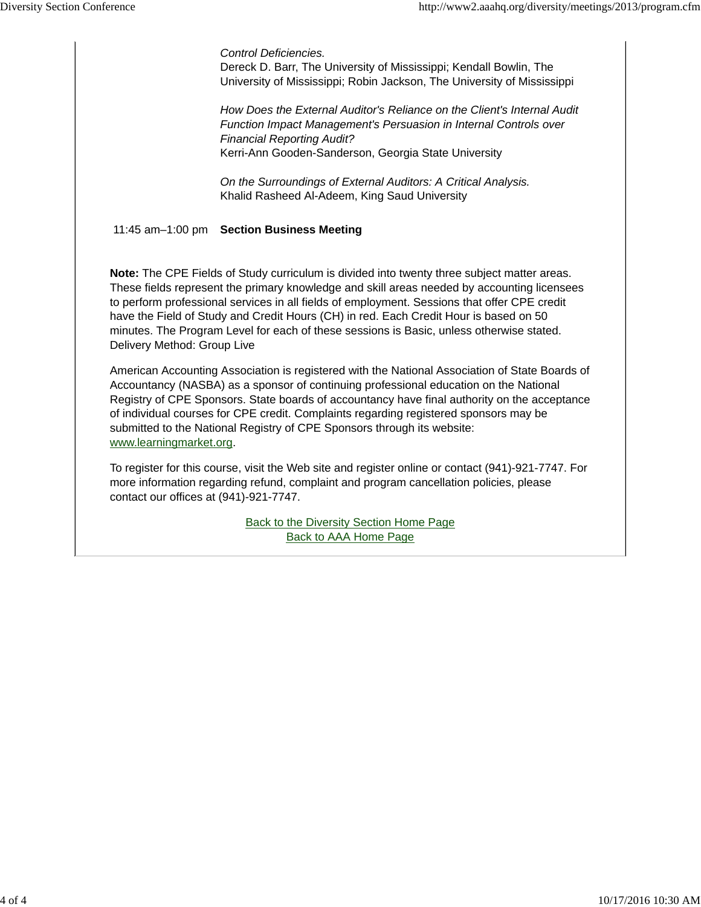*Control Deficiencies.*
Dereck D. Barr, The University of Mississippi; Kendall Bowlin, The University of Mississippi; Robin Jackson, The University of Mississippi

*How Does the External Auditor's Reliance on the Client's Internal Audit Function Impact Management's Persuasion in Internal Controls over Financial Reporting Audit?*
Kerri-Ann Gooden-Sanderson, Georgia State University

*On the Surroundings of External Auditors: A Critical Analysis.*
Khalid Rasheed Al-Adeem, King Saud University

11:45 am–1:00 pm **Section Business Meeting**

**Note:** The CPE Fields of Study curriculum is divided into twenty three subject matter areas. These fields represent the primary knowledge and skill areas needed by accounting licensees to perform professional services in all fields of employment. Sessions that offer CPE credit have the Field of Study and Credit Hours (CH) in red. Each Credit Hour is based on 50 minutes. The Program Level for each of these sessions is Basic, unless otherwise stated. Delivery Method: Group Live

American Accounting Association is registered with the National Association of State Boards of Accountancy (NASBA) as a sponsor of continuing professional education on the National Registry of CPE Sponsors. State boards of accountancy have final authority on the acceptance of individual courses for CPE credit. Complaints regarding registered sponsors may be submitted to the National Registry of CPE Sponsors through its website: www.learningmarket.org.

To register for this course, visit the Web site and register online or contact (941)-921-7747. For more information regarding refund, complaint and program cancellation policies, please contact our offices at (941)-921-7747.

Back to the Diversity Section Home Page
Back to AAA Home Page